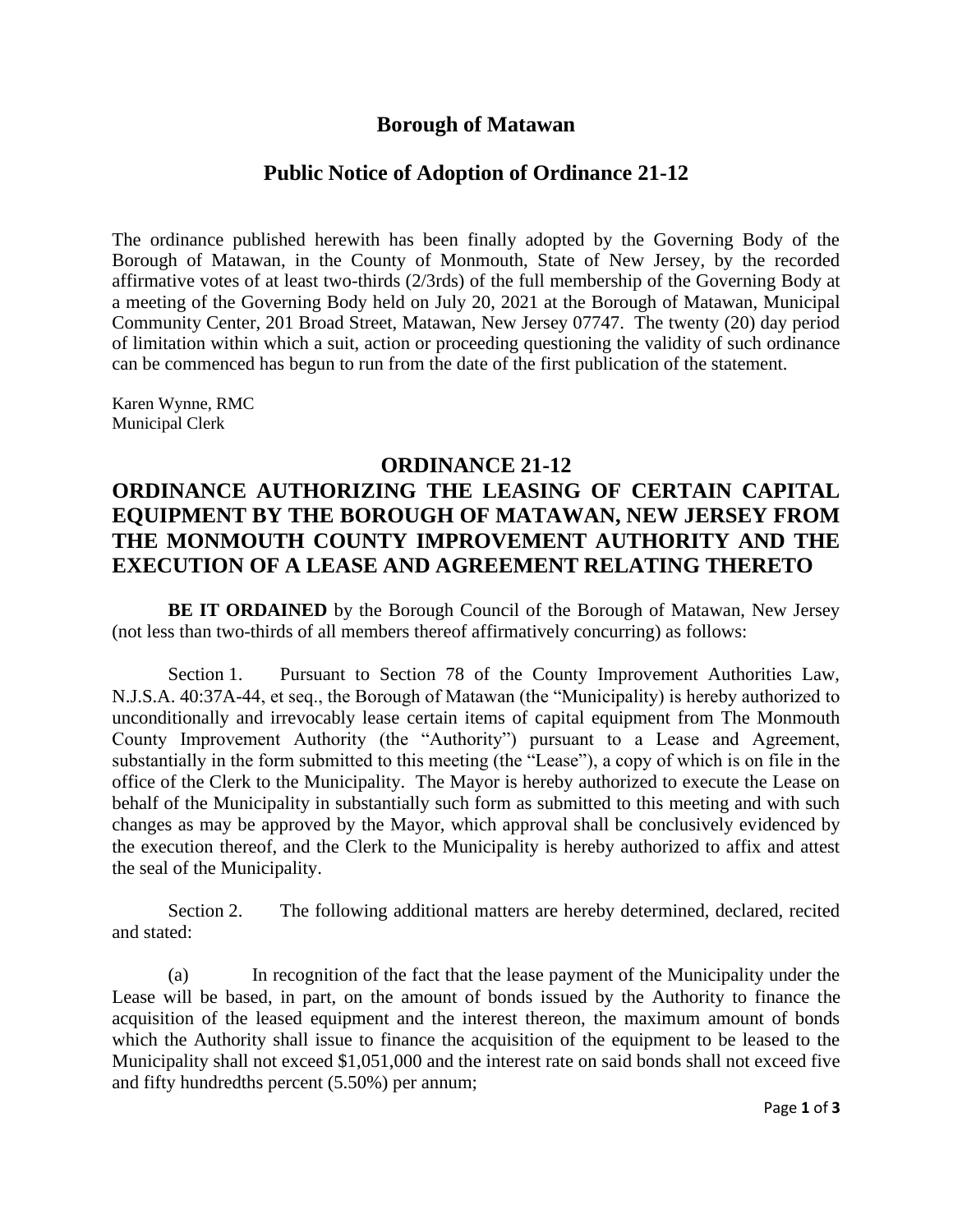# Borough of Matawan

## Public Notice of Adoption of Ordinance 21-12

The ordinance published herewith has been finally adopted by the Governing Body of the Borough of Matawan, in the County of Monmouth, State of New Jersey, by the recorded affirmative votes of at least two-thirds (2/3rds) of the full membership of the Governing Body at a meeting of the Governing Body held on July 20, 2021 at the Borough of Matawan, Municipal Community Center, 201 Broad Street, Matawan, New Jersey 07747. The twenty (20) day period of limitation within which a suit, action or proceeding questioning the validity of such ordinance can be commenced has begun to run from the date of the first publication of the statement.

Karen Wynne, RMC
Municipal Clerk

## ORDINANCE 21-12

## ORDINANCE AUTHORIZING THE LEASING OF CERTAIN CAPITAL EQUIPMENT BY THE BOROUGH OF MATAWAN, NEW JERSEY FROM THE MONMOUTH COUNTY IMPROVEMENT AUTHORITY AND THE EXECUTION OF A LEASE AND AGREEMENT RELATING THERETO

**BE IT ORDAINED** by the Borough Council of the Borough of Matawan, New Jersey (not less than two-thirds of all members thereof affirmatively concurring) as follows:

Section 1. Pursuant to Section 78 of the County Improvement Authorities Law, N.J.S.A. 40:37A-44, et seq., the Borough of Matawan (the "Municipality) is hereby authorized to unconditionally and irrevocably lease certain items of capital equipment from The Monmouth County Improvement Authority (the "Authority") pursuant to a Lease and Agreement, substantially in the form submitted to this meeting (the "Lease"), a copy of which is on file in the office of the Clerk to the Municipality. The Mayor is hereby authorized to execute the Lease on behalf of the Municipality in substantially such form as submitted to this meeting and with such changes as may be approved by the Mayor, which approval shall be conclusively evidenced by the execution thereof, and the Clerk to the Municipality is hereby authorized to affix and attest the seal of the Municipality.

Section 2. The following additional matters are hereby determined, declared, recited and stated:

(a) In recognition of the fact that the lease payment of the Municipality under the Lease will be based, in part, on the amount of bonds issued by the Authority to finance the acquisition of the leased equipment and the interest thereon, the maximum amount of bonds which the Authority shall issue to finance the acquisition of the equipment to be leased to the Municipality shall not exceed $1,051,000 and the interest rate on said bonds shall not exceed five and fifty hundredths percent (5.50%) per annum;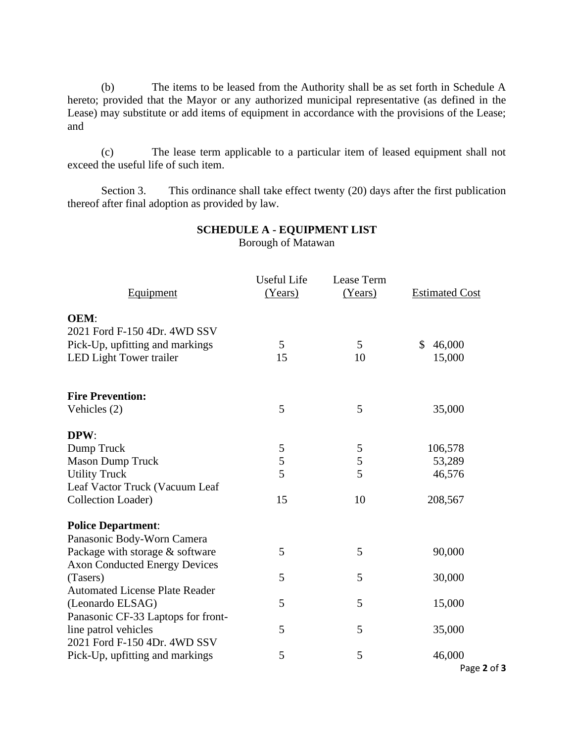(b) The items to be leased from the Authority shall be as set forth in Schedule A hereto; provided that the Mayor or any authorized municipal representative (as defined in the Lease) may substitute or add items of equipment in accordance with the provisions of the Lease; and

(c) The lease term applicable to a particular item of leased equipment shall not exceed the useful life of such item.

Section 3. This ordinance shall take effect twenty (20) days after the first publication thereof after final adoption as provided by law.

## SCHEDULE A - EQUIPMENT LIST

Borough of Matawan

| Equipment | Useful Life (Years) | Lease Term (Years) | Estimated Cost |
|---|---|---|---|
| **OEM**: | | | |
| 2021 Ford F-150 4Dr. 4WD SSV Pick-Up, upfitting and markings | 5 | 5 | $ 46,000 |
| LED Light Tower trailer | 15 | 10 | 15,000 |
| **Fire Prevention:** | | | |
| Vehicles (2) | 5 | 5 | 35,000 |
| **DPW**: | | | |
| Dump Truck | 5 | 5 | 106,578 |
| Mason Dump Truck | 5 | 5 | 53,289 |
| Utility Truck | 5 | 5 | 46,576 |
| Leaf Vactor Truck (Vacuum Leaf Collection Loader) | 15 | 10 | 208,567 |
| **Police Department**: | | | |
| Panasonic Body-Worn Camera Package with storage & software | 5 | 5 | 90,000 |
| Axon Conducted Energy Devices (Tasers) | 5 | 5 | 30,000 |
| Automated License Plate Reader (Leonardo ELSAG) | 5 | 5 | 15,000 |
| Panasonic CF-33 Laptops for front-line patrol vehicles | 5 | 5 | 35,000 |
| 2021 Ford F-150 4Dr. 4WD SSV Pick-Up, upfitting and markings | 5 | 5 | 46,000 |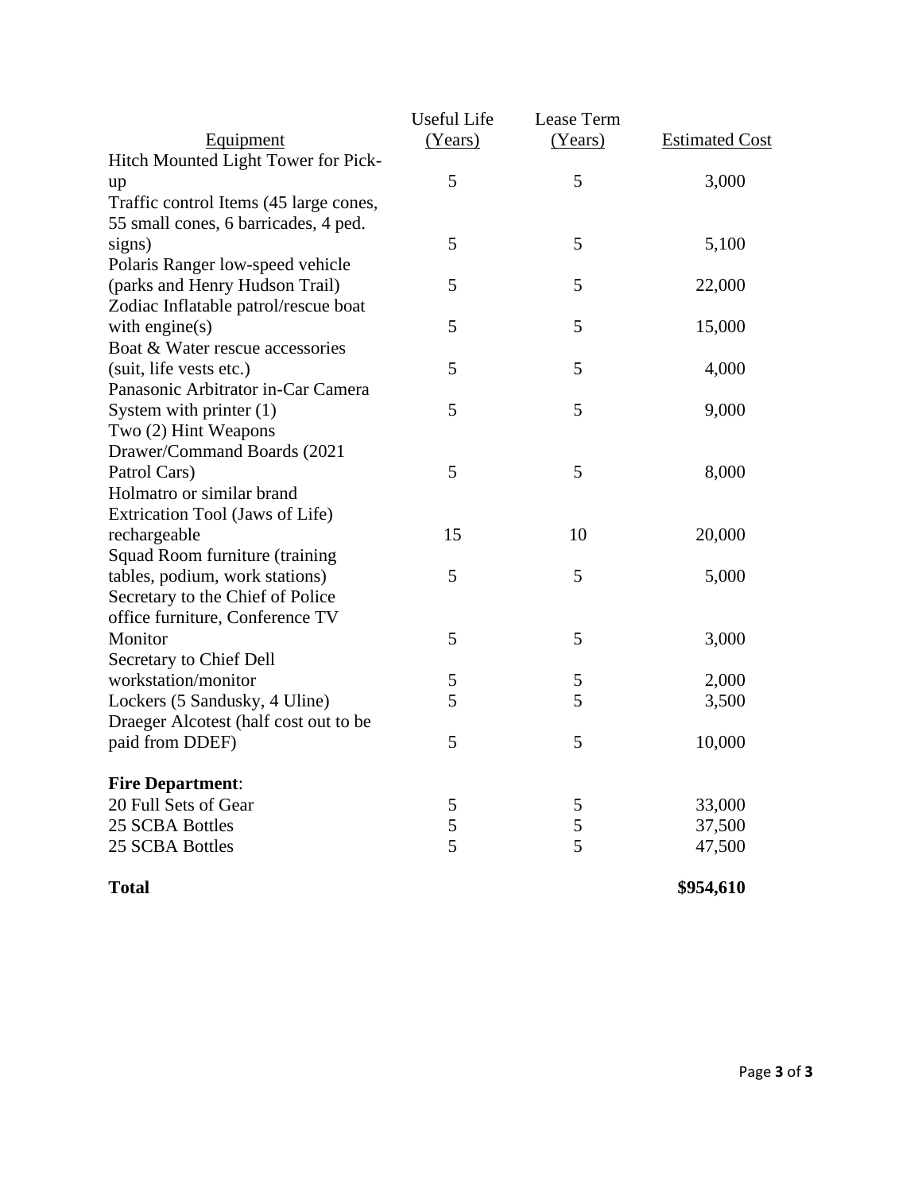| Equipment | Useful Life (Years) | Lease Term (Years) | Estimated Cost |
|---|---|---|---|
| Hitch Mounted Light Tower for Pick-up | 5 | 5 | 3,000 |
| Traffic control Items (45 large cones, 55 small cones, 6 barricades, 4 ped. signs) | 5 | 5 | 5,100 |
| Polaris Ranger low-speed vehicle (parks and Henry Hudson Trail) | 5 | 5 | 22,000 |
| Zodiac Inflatable patrol/rescue boat with engine(s) | 5 | 5 | 15,000 |
| Boat & Water rescue accessories (suit, life vests etc.) | 5 | 5 | 4,000 |
| Panasonic Arbitrator in-Car Camera System with printer (1) | 5 | 5 | 9,000 |
| Two (2) Hint Weapons Drawer/Command Boards (2021 Patrol Cars) | 5 | 5 | 8,000 |
| Holmatro or similar brand Extrication Tool (Jaws of Life) rechargeable | 15 | 10 | 20,000 |
| Squad Room furniture (training tables, podium, work stations) | 5 | 5 | 5,000 |
| Secretary to the Chief of Police office furniture, Conference TV Monitor | 5 | 5 | 3,000 |
| Secretary to Chief Dell workstation/monitor | 5 | 5 | 2,000 |
| Lockers (5 Sandusky, 4 Uline) | 5 | 5 | 3,500 |
| Draeger Alcotest (half cost out to be paid from DDEF) | 5 | 5 | 10,000 |
| **Fire Department**: | | | |
| 20 Full Sets of Gear | 5 | 5 | 33,000 |
| 25 SCBA Bottles | 5 | 5 | 37,500 |
| 25 SCBA Bottles | 5 | 5 | 47,500 |
| **Total** | | | **$954,610** |